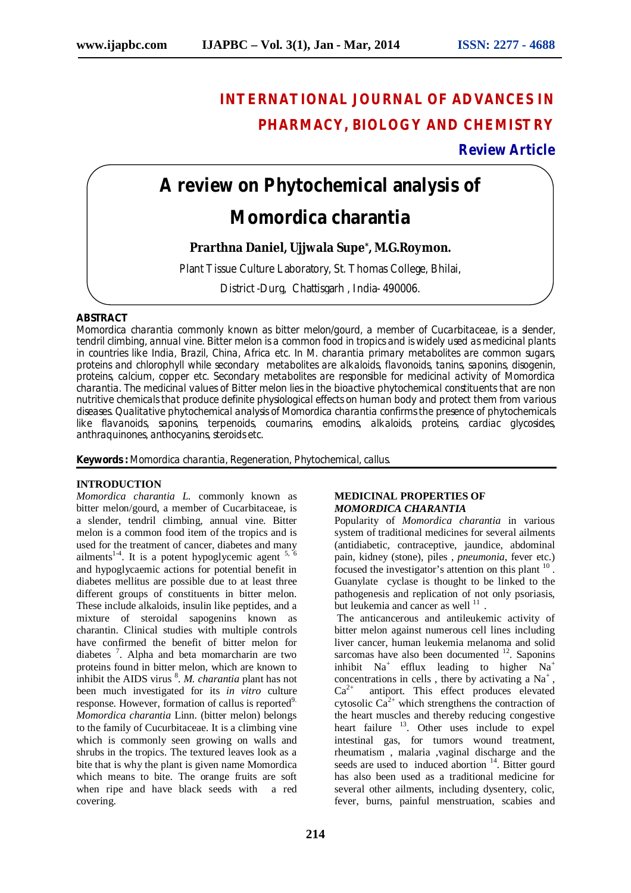# INTERNATIONAL JOURNAL OF ADVANCES IN PHARMACY, BIOLOGY AND CHEMISTRY

**Review Article**

# A review on Phytochemical analysis of Momordica charantia

**Prarthna Daniel, Ujjwala Supe*, M.G.Roymon.**

Plant Tissue Culture Laboratory, St. Thomas College, Bhilai, District -Durg, Chattisgarh , India- 490006.

## ABSTRACT

Momordica charantia commonly known as bitter melon/gourd, a member of Cucarbitaceae, is a slender, tendril climbing, annual vine. Bitter melon is a common food in tropics and is widely used as medicinal plants in countries like India, Brazil, China, Africa etc. In M. charantia primary metabolites are common sugars, proteins and chlorophyll while secondary metabolites are alkaloids, flavonoids, tanins, saponins, disogenin, proteins, calcium, copper etc. Secondary metabolites are responsible for medicinal activity of Momordica charantia. The medicinal values of Bitter melon lies in the bioactive phytochemical constituents that are non nutritive chemicals that produce definite physiological effects on human body and protect them from various diseases. Qualitative phytochemical analysis of Momordica charantia confirms the presence of phytochemicals like flavanoids, saponins, terpenoids, coumarins, emodins, alkaloids, proteins, cardiac glycosides, anthraquinones, anthocyanins, steroids etc.

**Keywords :** Momordica charantia, Regeneration, Phytochemical, callus.

## INTRODUCTION

*Momordica charantia L.* commonly known as bitter melon/gourd, a member of Cucarbitaceae, is a slender, tendril climbing, annual vine. Bitter melon is a common food item of the tropics and is used for the treatment of cancer, diabetes and many ailments[1-4]. It is a potent hypoglycemic agent [5, 6] and hypoglycaemic actions for potential benefit in diabetes mellitus are possible due to at least three different groups of constituents in bitter melon. These include alkaloids, insulin like peptides, and a mixture of steroidal sapogenins known as charantin. Clinical studies with multiple controls have confirmed the benefit of bitter melon for diabetes [7]. Alpha and beta momarcharin are two proteins found in bitter melon, which are known to inhibit the AIDS virus [8]. *M. charantia* plant has not been much investigated for its *in vitro* culture response. However, formation of callus is reported[9]. *Momordica charantia* Linn. (bitter melon) belongs to the family of Cucurbitaceae. It is a climbing vine which is commonly seen growing on walls and shrubs in the tropics. The textured leaves look as a bite that is why the plant is given name Momordica which means to bite. The orange fruits are soft when ripe and have black seeds with a red covering.

## MEDICINAL PROPERTIES OF *MOMORDICA CHARANTIA*

Popularity of *Momordica charantia* in various system of traditional medicines for several ailments (antidiabetic, contraceptive, jaundice, abdominal pain, kidney (stone), piles , *pneumonia*, fever etc.) focused the investigator's attention on this plant [10] . Guanylate cyclase is thought to be linked to the pathogenesis and replication of not only psoriasis, but leukemia and cancer as well [11] .

The anticancerous and antileukemic activity of bitter melon against numerous cell lines including liver cancer, human leukemia melanoma and solid sarcomas have also been documented [12]. Saponins inhibit $Na^+$ efflux leading to higher $Na^+$ concentrations in cells , there by activating a $Na^+$, $Ca^{2+}$ antiport. This effect produces elevated cytosolic $Ca^{2+}$ which strengthens the contraction of the heart muscles and thereby reducing congestive heart failure [13]. Other uses include to expel intestinal gas, for tumors wound treatment, rheumatism , malaria ,vaginal discharge and the seeds are used to induced abortion [14]. Bitter gourd has also been used as a traditional medicine for several other ailments, including dysentery, colic, fever, burns, painful menstruation, scabies and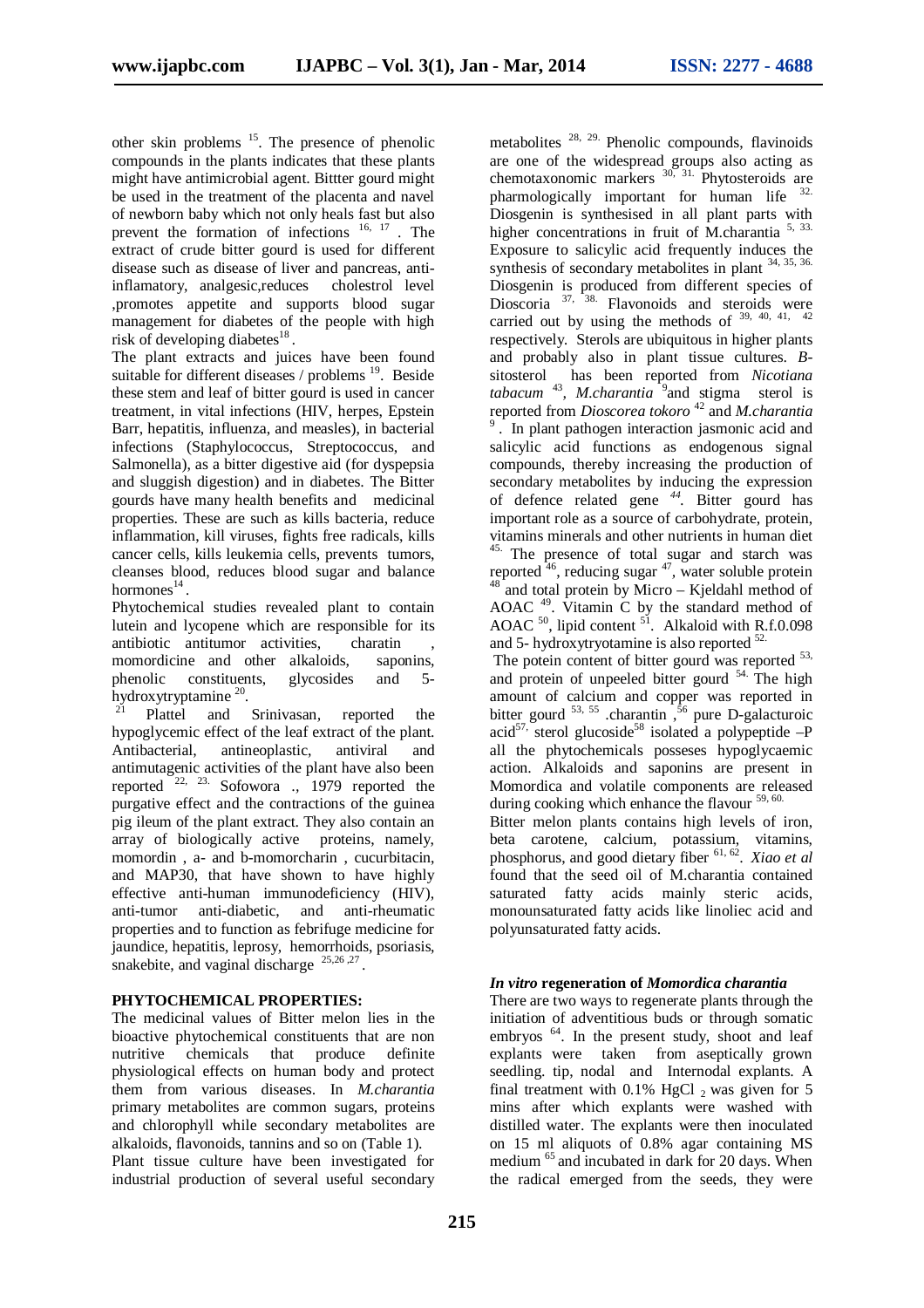other skin problems [15]. The presence of phenolic compounds in the plants indicates that these plants might have antimicrobial agent. Bittter gourd might be used in the treatment of the placenta and navel of newborn baby which not only heals fast but also prevent the formation of infections [16, 17]. The extract of crude bitter gourd is used for different disease such as disease of liver and pancreas, anti-inflamatory, analgesic,reduces cholestrol level ,promotes appetite and supports blood sugar management for diabetes of the people with high risk of developing diabetes[18].

The plant extracts and juices have been found suitable for different diseases / problems [19]. Beside these stem and leaf of bitter gourd is used in cancer treatment, in vital infections (HIV, herpes, Epstein Barr, hepatitis, influenza, and measles), in bacterial infections (Staphylococcus, Streptococcus, and Salmonella), as a bitter digestive aid (for dyspepsia and sluggish digestion) and in diabetes. The Bitter gourds have many health benefits and medicinal properties. These are such as kills bacteria, reduce inflammation, kill viruses, fights free radicals, kills cancer cells, kills leukemia cells, prevents tumors, cleanses blood, reduces blood sugar and balance hormones[14].

Phytochemical studies revealed plant to contain lutein and lycopene which are responsible for its antibiotic antitumor activities, charatin , momordicine and other alkaloids, saponins, phenolic constituents, glycosides and 5-hydroxytryptamine [20].

[21] Plattel and Srinivasan, reported the hypoglycemic effect of the leaf extract of the plant. Antibacterial, antineoplastic, antiviral and antimutagenic activities of the plant have also been reported [22, 23]. Sofowora ., 1979 reported the purgative effect and the contractions of the guinea pig ileum of the plant extract. They also contain an array of biologically active proteins, namely, momordin , a- and b-momorcharin , cucurbitacin, and MAP30, that have shown to have highly effective anti-human immunodeficiency (HIV), anti-tumor anti-diabetic, and anti-rheumatic properties and to function as febrifuge medicine for jaundice, hepatitis, leprosy, hemorrhoids, psoriasis, snakebite, and vaginal discharge [25,26,27].

## PHYTOCHEMICAL PROPERTIES:

The medicinal values of Bitter melon lies in the bioactive phytochemical constituents that are non nutritive chemicals that produce definite physiological effects on human body and protect them from various diseases. In *M.charantia* primary metabolites are common sugars, proteins and chlorophyll while secondary metabolites are alkaloids, flavonoids, tannins and so on (Table 1).

Plant tissue culture have been investigated for industrial production of several useful secondary metabolites [28, 29]. Phenolic compounds, flavinoids are one of the widespread groups also acting as chemotaxonomic markers [30, 31]. Phytosteroids are pharmologically important for human life [32]. Diosgenin is synthesised in all plant parts with higher concentrations in fruit of M.charantia [5, 33]. Exposure to salicylic acid frequently induces the synthesis of secondary metabolites in plant [34, 35, 36]. Diosgenin is produced from different species of Dioscoria [37, 38]. Flavonoids and steroids were carried out by using the methods of [39, 40, 41, 42] respectively. Sterols are ubiquitous in higher plants and probably also in plant tissue cultures. *B*-sitosterol has been reported from *Nicotiana tabacum* [43], *M.charantia* [9] and stigma sterol is reported from *Dioscorea tokoro* [42] and *M.charantia* [9]. In plant pathogen interaction jasmonic acid and salicylic acid functions as endogenous signal compounds, thereby increasing the production of secondary metabolites by inducing the expression of defence related gene [44]. Bitter gourd has important role as a source of carbohydrate, protein, vitamins minerals and other nutrients in human diet [45]. The presence of total sugar and starch was reported [46], reducing sugar [47], water soluble protein [48] and total protein by Micro – Kjeldahl method of AOAC [49]. Vitamin C by the standard method of AOAC [50], lipid content [51]. Alkaloid with R.f.0.098 and 5- hydroxytryotamine is also reported [52].

The potein content of bitter gourd was reported [53], and protein of unpeeled bitter gourd [54]. The high amount of calcium and copper was reported in bitter gourd [53, 55] .charantin ,[56] pure D-galacturoic acid[57], sterol glucoside[58] isolated a polypeptide –P all the phytochemicals posseses hypoglycaemic action. Alkaloids and saponins are present in Momordica and volatile components are released during cooking which enhance the flavour [59, 60].

Bitter melon plants contains high levels of iron, beta carotene, calcium, potassium, vitamins, phosphorus, and good dietary fiber [61, 62]. *Xiao et al* found that the seed oil of M.charantia contained saturated fatty acids mainly steric acids, monounsaturated fatty acids like linoliec acid and polyunsaturated fatty acids.

### *In vitro* regeneration of *Momordica charantia*

There are two ways to regenerate plants through the initiation of adventitious buds or through somatic embryos [64]. In the present study, shoot and leaf explants were taken from aseptically grown seedling. tip, nodal and Internodal explants. A final treatment with 0.1% $HgCl_2$ was given for 5 mins after which explants were washed with distilled water. The explants were then inoculated on 15 ml aliquots of 0.8% agar containing MS medium [65] and incubated in dark for 20 days. When the radical emerged from the seeds, they were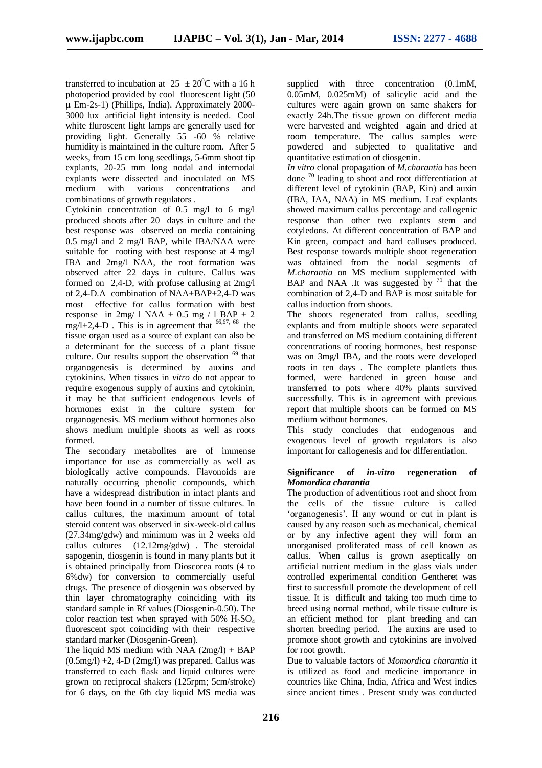transferred to incubation at $25 \pm 20^0$C with a 16 h photoperiod provided by cool fluorescent light (50 µ Em-2s-1) (Phillips, India). Approximately 2000-3000 lux artificial light intensity is needed. Cool white fluroscent light lamps are generally used for providing light. Generally 55 -60 % relative humidity is maintained in the culture room. After 5 weeks, from 15 cm long seedlings, 5-6mm shoot tip explants, 20-25 mm long nodal and internodal explants were dissected and inoculated on MS medium with various concentrations and combinations of growth regulators .

Cytokinin concentration of 0.5 mg/l to 6 mg/l produced shoots after 20 days in culture and the best response was observed on media containing 0.5 mg/l and 2 mg/l BAP, while IBA/NAA were suitable for rooting with best response at 4 mg/l IBA and 2mg/l NAA, the root formation was observed after 22 days in culture. Callus was formed on 2,4-D, with profuse callusing at 2mg/l of 2,4-D.A combination of NAA+BAP+2,4-D was most effective for callus formation with best response in 2mg/ l NAA + 0.5 mg / l BAP + 2 mg/l+2,4-D . This is in agreement that [66,67, 68] the tissue organ used as a source of explant can also be a determinant for the success of a plant tissue culture. Our results support the observation [69] that organogenesis is determined by auxins and cytokinins. When tissues in *vitro* do not appear to require exogenous supply of auxins and cytokinin, it may be that sufficient endogenous levels of hormones exist in the culture system for organogenesis. MS medium without hormones also shows medium multiple shoots as well as roots formed.

The secondary metabolites are of immense importance for use as commercially as well as biologically active compounds. Flavonoids are naturally occurring phenolic compounds, which have a widespread distribution in intact plants and have been found in a number of tissue cultures. In callus cultures, the maximum amount of total steroid content was observed in six-week-old callus (27.34mg/gdw) and minimum was in 2 weeks old callus cultures (12.12mg/gdw) . The steroidal sapogenin, diosgenin is found in many plants but it is obtained principally from Dioscorea roots (4 to 6%dw) for conversion to commercially useful drugs. The presence of diosgenin was observed by thin layer chromatography coinciding with its standard sample in Rf values (Diosgenin-0.50). The color reaction test when sprayed with 50% $H_2SO_4$ fluorescent spot coinciding with their respective standard marker (Diosgenin-Green).

The liquid MS medium with NAA (2mg/l) + BAP (0.5mg/l) +2, 4-D (2mg/l) was prepared. Callus was transferred to each flask and liquid cultures were grown on reciprocal shakers (125rpm; 5cm/stroke) for 6 days, on the 6th day liquid MS media was supplied with three concentration (0.1mM, 0.05mM, 0.025mM) of salicylic acid and the cultures were again grown on same shakers for exactly 24h.The tissue grown on different media were harvested and weighted again and dried at room temperature. The callus samples were powdered and subjected to qualitative and quantitative estimation of diosgenin.

*In vitro* clonal propagation of *M.charantia* has been done [70] leading to shoot and root differentiation at different level of cytokinin (BAP, Kin) and auxin (IBA, IAA, NAA) in MS medium. Leaf explants showed maximum callus percentage and callogenic response than other two explants stem and cotyledons. At different concentration of BAP and Kin green, compact and hard calluses produced. Best response towards multiple shoot regeneration was obtained from the nodal segments of *M.charantia* on MS medium supplemented with BAP and NAA .It was suggested by [71] that the combination of 2,4-D and BAP is most suitable for callus induction from shoots.

The shoots regenerated from callus, seedling explants and from multiple shoots were separated and transferred on MS medium containing different concentrations of rooting hormones, best response was on 3mg/l IBA, and the roots were developed roots in ten days . The complete plantlets thus formed, were hardened in green house and transferred to pots where 40% plants survived successfully. This is in agreement with previous report that multiple shoots can be formed on MS medium without hormones.

This study concludes that endogenous and exogenous level of growth regulators is also important for callogenesis and for differentiation.

### Significance of *in-vitro* regeneration of *Momordica charantia*

The production of adventitious root and shoot from the cells of the tissue culture is called 'organogenesis'. If any wound or cut in plant is caused by any reason such as mechanical, chemical or by any infective agent they will form an unorganised proliferated mass of cell known as callus. When callus is grown aseptically on artificial nutrient medium in the glass vials under controlled experimental condition Gentheret was first to successfull promote the development of cell tissue. It is difficult and taking too much time to breed using normal method, while tissue culture is an efficient method for plant breeding and can shorten breeding period. The auxins are used to promote shoot growth and cytokinins are involved for root growth.

Due to valuable factors of *Momordica charantia* it is utilized as food and medicine importance in countries like China, India, Africa and West indies since ancient times . Present study was conducted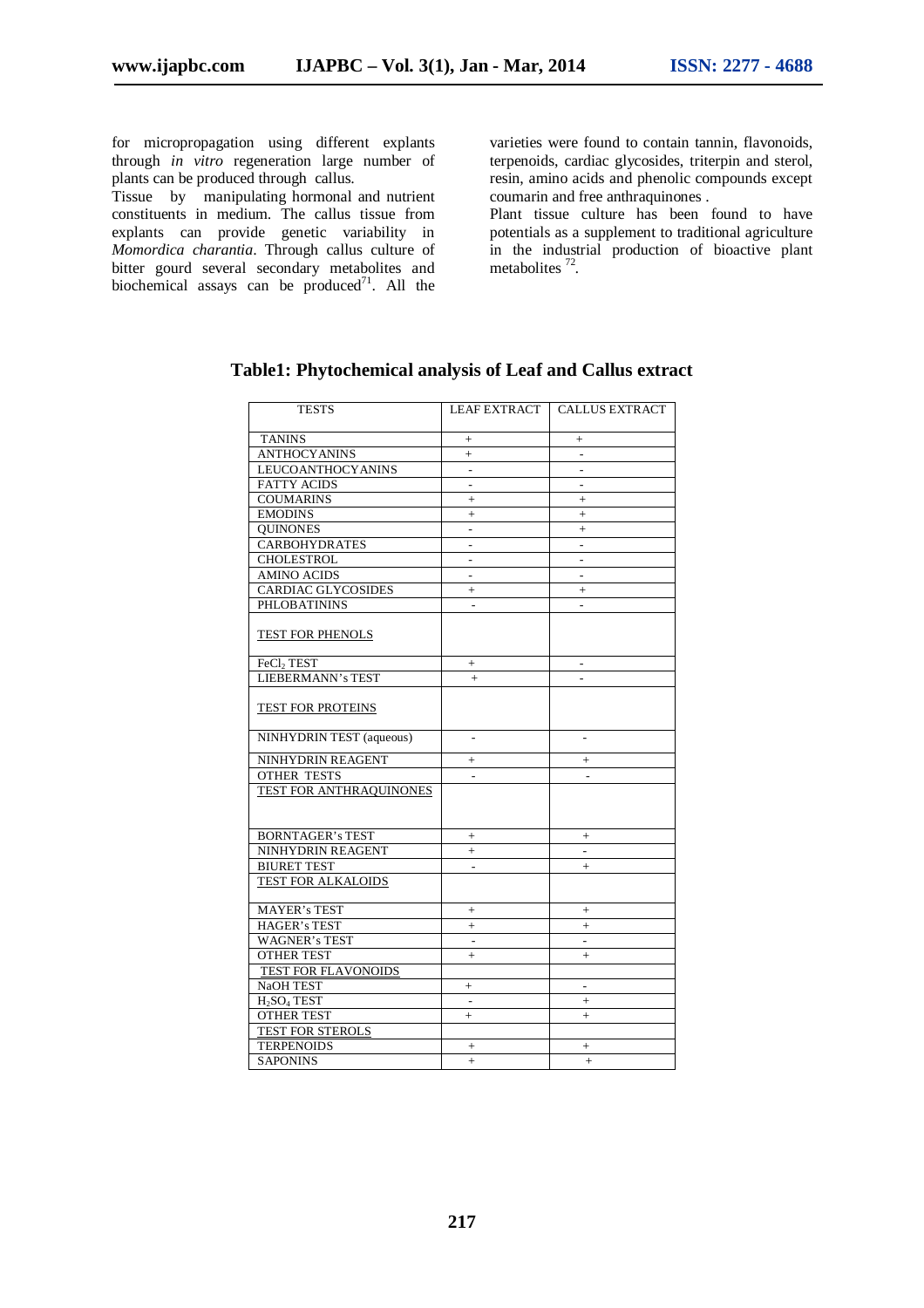for micropropagation using different explants through *in vitro* regeneration large number of plants can be produced through callus.

Tissue by manipulating hormonal and nutrient constituents in medium. The callus tissue from explants can provide genetic variability in *Momordica charantia*. Through callus culture of bitter gourd several secondary metabolites and biochemical assays can be produced[71]. All the varieties were found to contain tannin, flavonoids, terpenoids, cardiac glycosides, triterpin and sterol, resin, amino acids and phenolic compounds except coumarin and free anthraquinones .

Plant tissue culture has been found to have potentials as a supplement to traditional agriculture in the industrial production of bioactive plant metabolites [72].

**Table1: Phytochemical analysis of Leaf and Callus extract**

| TESTS | LEAF EXTRACT | CALLUS EXTRACT |
|---|---|---|
| TANINS | + | + |
| ANTHOCYANINS | + | - |
| LEUCOANTHOCYANINS | - | - |
| FATTY ACIDS | - | - |
| COUMARINS | + | + |
| EMODINS | + | + |
| QUINONES | - | + |
| CARBOHYDRATES | - | - |
| CHOLESTROL | - | - |
| AMINO ACIDS | - | - |
| CARDIAC GLYCOSIDES | + | + |
| PHLOBATININS | - | - |
| TEST FOR PHENOLS | | |
| $FeCl_2$ TEST | + | - |
| LIEBERMANN's TEST | + | - |
| TEST FOR PROTEINS | | |
| NINHYDRIN TEST (aqueous) | - | - |
| NINHYDRIN REAGENT | + | + |
| OTHER TESTS | - | - |
| TEST FOR ANTHRAQUINONES | | |
| BORNTAGER's TEST | + | + |
| NINHYDRIN REAGENT | + | - |
| BIURET TEST | - | + |
| TEST FOR ALKALOIDS | | |
| MAYER's TEST | + | + |
| HAGER's TEST | + | + |
| WAGNER's TEST | - | - |
| OTHER TEST | + | + |
| TEST FOR FLAVONOIDS | | |
| NaOH TEST | + | - |
| $H_2SO_4$ TEST | - | + |
| OTHER TEST | + | + |
| TEST FOR STEROLS | | |
| TERPENOIDS | + | + |
| SAPONINS | + | + |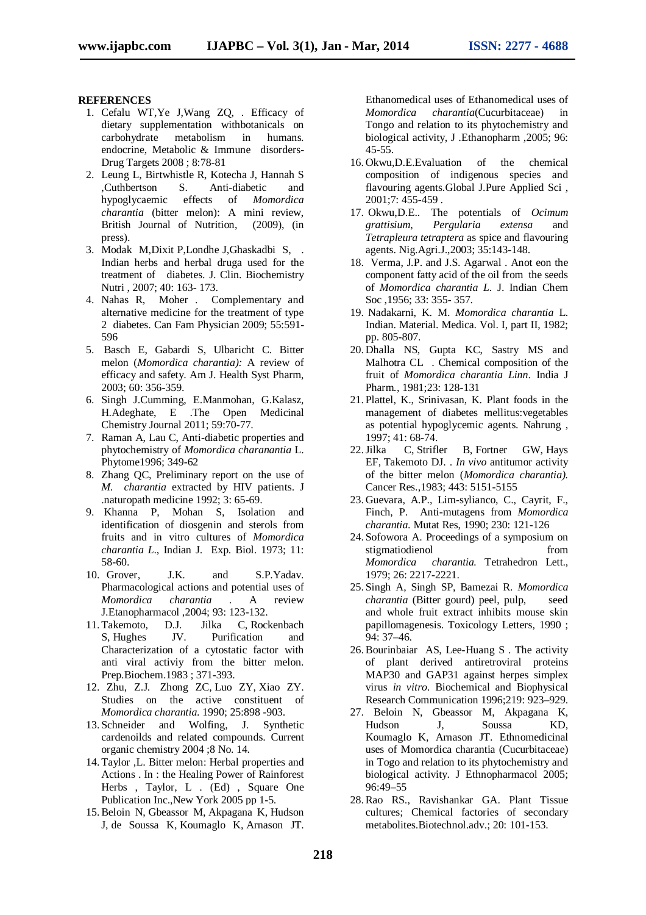## REFERENCES

1. Cefalu WT,Ye J,Wang ZQ, . Efficacy of dietary supplementation withbotanicals on carbohydrate metabolism in humans. endocrine, Metabolic & Immune disorders-Drug Targets 2008 ; 8:78-81
2. Leung L, Birtwhistle R, Kotecha J, Hannah S ,Cuthbertson S. Anti-diabetic and hypoglycaemic effects of *Momordica charantia* (bitter melon): A mini review, British Journal of Nutrition, (2009), (in press).
3. Modak M,Dixit P,Londhe J,Ghaskadbi S, . Indian herbs and herbal druga used for the treatment of diabetes. J. Clin. Biochemistry Nutri , 2007; 40: 163- 173.
4. Nahas R, Moher . Complementary and alternative medicine for the treatment of type 2 diabetes. Can Fam Physician 2009; 55:591-596
5. Basch E, Gabardi S, Ulbaricht C. Bitter melon (*Momordica charantia):* A review of efficacy and safety. Am J. Health Syst Pharm, 2003; 60: 356-359.
6. Singh J.Cumming, E.Manmohan, G.Kalasz, H.Adeghate, E .The Open Medicinal Chemistry Journal 2011; 59:70-77.
7. Raman A, Lau C, Anti-diabetic properties and phytochemistry of *Momordica charanantia* L. Phytome1996; 349-62
8. Zhang QC, Preliminary report on the use of *M. charantia* extracted by HIV patients. J .naturopath medicine 1992; 3: 65-69.
9. Khanna P, Mohan S, Isolation and identification of diosgenin and sterols from fruits and in vitro cultures of *Momordica charantia L*., Indian J. Exp. Biol. 1973; 11: 58-60.
10. Grover, J.K. and S.P.Yadav. Pharmacological actions and potential uses of *Momordica charantia* . A review J.Etanopharmacol ,2004; 93: 123-132.
11. Takemoto, D.J. Jilka C, Rockenbach S, Hughes JV. Purification and Characterization of a cytostatic factor with anti viral activiy from the bitter melon. Prep.Biochem.1983 ; 371-393.
12. Zhu, Z.J. Zhong ZC, Luo ZY, Xiao ZY. Studies on the active constituent of *Momordica charantia.* 1990; 25:898 -903.
13. Schneider and Wolfing, J. Synthetic cardenoilds and related compounds. Current organic chemistry 2004 ;8 No. 14.
14. Taylor ,L. Bitter melon: Herbal properties and Actions . In : the Healing Power of Rainforest Herbs , Taylor, L . (Ed) , Square One Publication Inc.,New York 2005 pp 1-5.
15. Beloin N, Gbeassor M, Akpagana K, Hudson J, de Soussa K, Koumaglo K, Arnason JT. Ethanomedical uses of Ethanomedical uses of *Momordica charantia*(Cucurbitaceae) in Tongo and relation to its phytochemistry and biological activity, J .Ethanopharm ,2005; 96: 45-55.
16. Okwu,D.E.Evaluation of the chemical composition of indigenous species and flavouring agents.Global J.Pure Applied Sci , 2001;7: 455-459 .
17. Okwu,D.E.. The potentials of *Ocimum grattisium, Pergularia extensa* and *Tetrapleura tetraptera* as spice and flavouring agents. Nig.Agri.J.,2003; 35:143-148.
18. Verma, J.P. and J.S. Agarwal . Anot eon the component fatty acid of the oil from the seeds of *Momordica charantia L.* J. Indian Chem Soc ,1956; 33: 355- 357.
19. Nadakarni, K. M. *Momordica charantia* L. Indian. Material. Medica. Vol. I, part II, 1982; pp. 805-807.
20. Dhalla NS, Gupta KC, Sastry MS and Malhotra CL . Chemical composition of the fruit of *Momordica charantia Linn*. India J Pharm*.*, 1981;23: 128-131
21. Plattel, K., Srinivasan, K. Plant foods in the management of diabetes mellitus:vegetables as potential hypoglycemic agents. Nahrung , 1997; 41: 68-74.
22. Jilka C, Strifler B, Fortner GW, Hays EF, Takemoto DJ. . *In vivo* antitumor activity of the bitter melon (*Momordica charantia).* Cancer Res.,1983; 443: 5151-5155
23. Guevara, A.P., Lim-sylianco, C., Cayrit, F., Finch, P. Anti-mutagens from *Momordica charantia.* Mutat Res, 1990; 230: 121-126
24. Sofowora A. Proceedings of a symposium on stigmatiodienol from *Momordica charantia.* Tetrahedron Lett., 1979; 26: 2217-2221.
25. Singh A, Singh SP, Bamezai R. *Momordica charantia* (Bitter gourd) peel, pulp, seed and whole fruit extract inhibits mouse skin papillomagenesis. Toxicology Letters, 1990 ; 94: 37–46.
26. Bourinbaiar AS, Lee-Huang S . The activity of plant derived antiretroviral proteins MAP30 and GAP31 against herpes simplex virus *in vitro*. Biochemical and Biophysical Research Communication 1996;219: 923–929.
27. Beloin N, Gbeassor M, Akpagana K, Hudson J, Soussa KD, Koumaglo K, Arnason JT. Ethnomedicinal uses of Momordica charantia (Cucurbitaceae) in Togo and relation to its phytochemistry and biological activity. J Ethnopharmacol 2005; 96:49–55
28. Rao RS., Ravishankar GA. Plant Tissue cultures; Chemical factories of secondary metabolites.Biotechnol.adv.; 20: 101-153.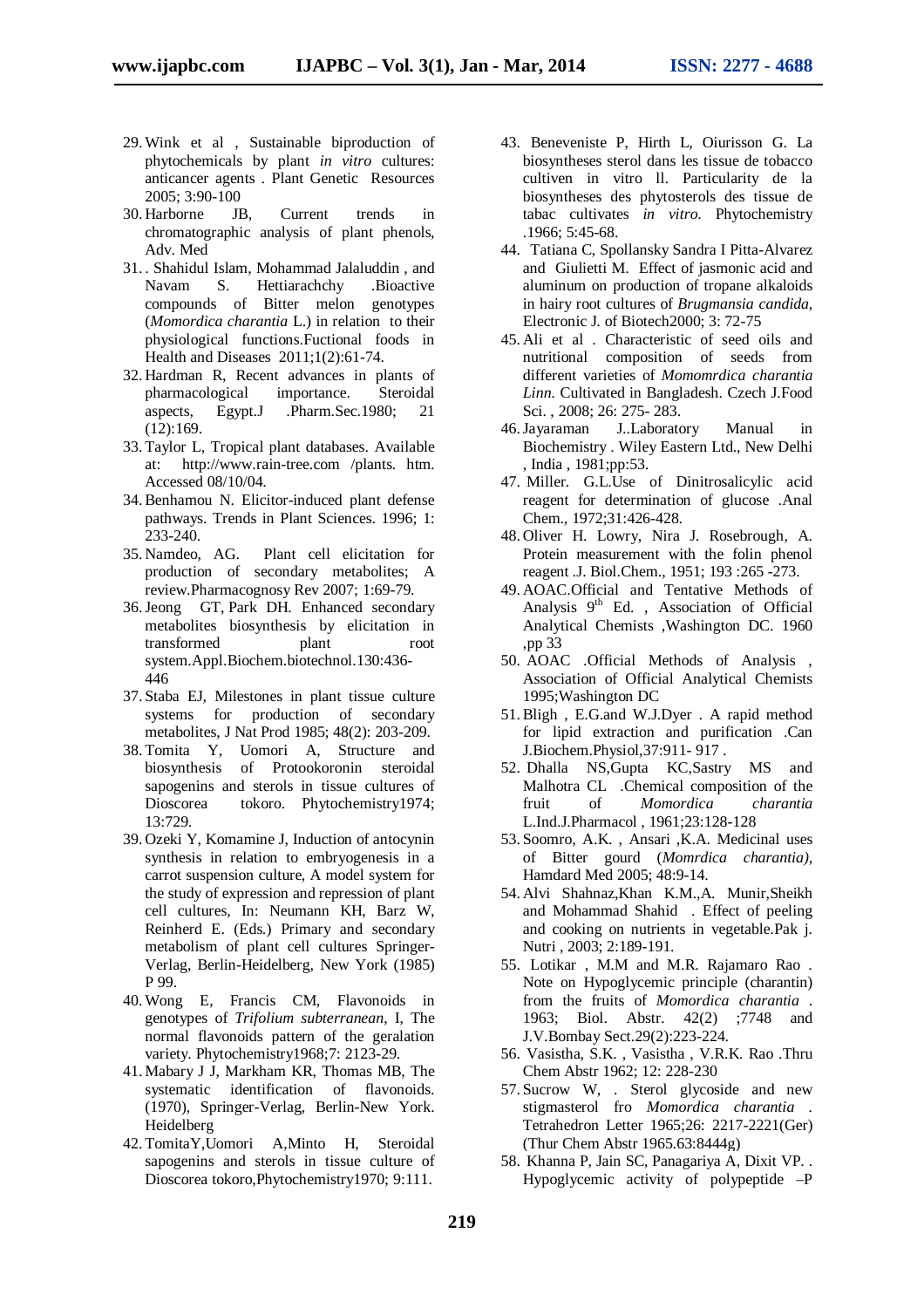29. Wink et al , Sustainable biproduction of phytochemicals by plant *in vitro* cultures: anticancer agents . Plant Genetic Resources 2005; 3:90-100
30. Harborne JB, Current trends in chromatographic analysis of plant phenols, Adv. Med
31. . Shahidul Islam, Mohammad Jalaluddin , and Navam S. Hettiarachchy .Bioactive compounds of Bitter melon genotypes (*Momordica charantia* L.) in relation to their physiological functions.Fuctional foods in Health and Diseases 2011;1(2):61-74.
32. Hardman R, Recent advances in plants of pharmacological importance. Steroidal aspects, Egypt.J .Pharm.Sec.1980; 21 (12):169.
33. Taylor L, Tropical plant databases. Available at: http://www.rain-tree.com /plants. htm. Accessed 08/10/04.
34. Benhamou N. Elicitor-induced plant defense pathways. Trends in Plant Sciences. 1996; 1: 233-240.
35. Namdeo, AG. Plant cell elicitation for production of secondary metabolites; A review.Pharmacognosy Rev 2007; 1:69-79.
36. Jeong GT, Park DH. Enhanced secondary metabolites biosynthesis by elicitation in transformed plant root system.Appl.Biochem.biotechnol.130:436-446
37. Staba EJ, Milestones in plant tissue culture systems for production of secondary metabolites, J Nat Prod 1985; 48(2): 203-209.
38. Tomita Y, Uomori A, Structure and biosynthesis of Protookoronin steroidal sapogenins and sterols in tissue cultures of Dioscorea tokoro. Phytochemistry1974; 13:729.
39. Ozeki Y, Komamine J, Induction of antocynin synthesis in relation to embryogenesis in a carrot suspension culture, A model system for the study of expression and repression of plant cell cultures, In: Neumann KH, Barz W, Reinherd E. (Eds.) Primary and secondary metabolism of plant cell cultures Springer-Verlag, Berlin-Heidelberg, New York (1985) P 99.
40. Wong E, Francis CM, Flavonoids in genotypes of *Trifolium subterranean*, I, The normal flavonoids pattern of the geralation variety. Phytochemistry1968;7: 2123-29.
41. Mabary J J, Markham KR, Thomas MB, The systematic identification of flavonoids. (1970), Springer-Verlag, Berlin-New York. Heidelberg
42. TomitaY,Uomori A,Minto H, Steroidal sapogenins and sterols in tissue culture of Dioscorea tokoro,Phytochemistry1970; 9:111.
43. Beneveniste P, Hirth L, Oiurisson G. La biosyntheses sterol dans les tissue de tobacco cultiven in vitro ll. Particularity de la biosyntheses des phytosterols des tissue de tabac cultivates *in vitro.* Phytochemistry .1966; 5:45-68.
44. Tatiana C, Spollansky Sandra I Pitta-Alvarez and Giulietti M. Effect of jasmonic acid and aluminum on production of tropane alkaloids in hairy root cultures of *Brugmansia candida*, Electronic J. of Biotech2000; 3: 72-75
45. Ali et al . Characteristic of seed oils and nutritional composition of seeds from different varieties of *Momomrdica charantia Linn.* Cultivated in Bangladesh. Czech J.Food Sci. , 2008; 26: 275- 283.
46. Jayaraman J..Laboratory Manual in Biochemistry . Wiley Eastern Ltd., New Delhi , India , 1981;pp:53.
47. Miller. G.L.Use of Dinitrosalicylic acid reagent for determination of glucose .Anal Chem., 1972;31:426-428.
48. Oliver H. Lowry, Nira J. Rosebrough, A. Protein measurement with the folin phenol reagent .J. Biol.Chem., 1951; 193 :265 -273.
49. AOAC.Official and Tentative Methods of Analysis 9th Ed. , Association of Official Analytical Chemists ,Washington DC. 1960 ,pp 33
50. AOAC .Official Methods of Analysis , Association of Official Analytical Chemists 1995;Washington DC
51. Bligh , E.G.and W.J.Dyer . A rapid method for lipid extraction and purification .Can J.Biochem.Physiol,37:911- 917 .
52. Dhalla NS,Gupta KC,Sastry MS and Malhotra CL .Chemical composition of the fruit of *Momordica charantia* L.Ind.J.Pharmacol , 1961;23:128-128
53. Soomro, A.K. , Ansari ,K.A. Medicinal uses of Bitter gourd (*Momrdica charantia)*, Hamdard Med 2005; 48:9-14.
54. Alvi Shahnaz,Khan K.M.,A. Munir,Sheikh and Mohammad Shahid . Effect of peeling and cooking on nutrients in vegetable.Pak j. Nutri , 2003; 2:189-191.
55. Lotikar , M.M and M.R. Rajamaro Rao . Note on Hypoglycemic principle (charantin) from the fruits of *Momordica charantia* . 1963; Biol. Abstr. 42(2) ;7748 and J.V.Bombay Sect.29(2):223-224.
56. Vasistha, S.K. , Vasistha , V.R.K. Rao .Thru Chem Abstr 1962; 12: 228-230
57. Sucrow W, . Sterol glycoside and new stigmasterol fro *Momordica charantia* . Tetrahedron Letter 1965;26: 2217-2221(Ger) (Thur Chem Abstr 1965.63:8444g)
58. Khanna P, Jain SC, Panagariya A, Dixit VP. . Hypoglycemic activity of polypeptide –P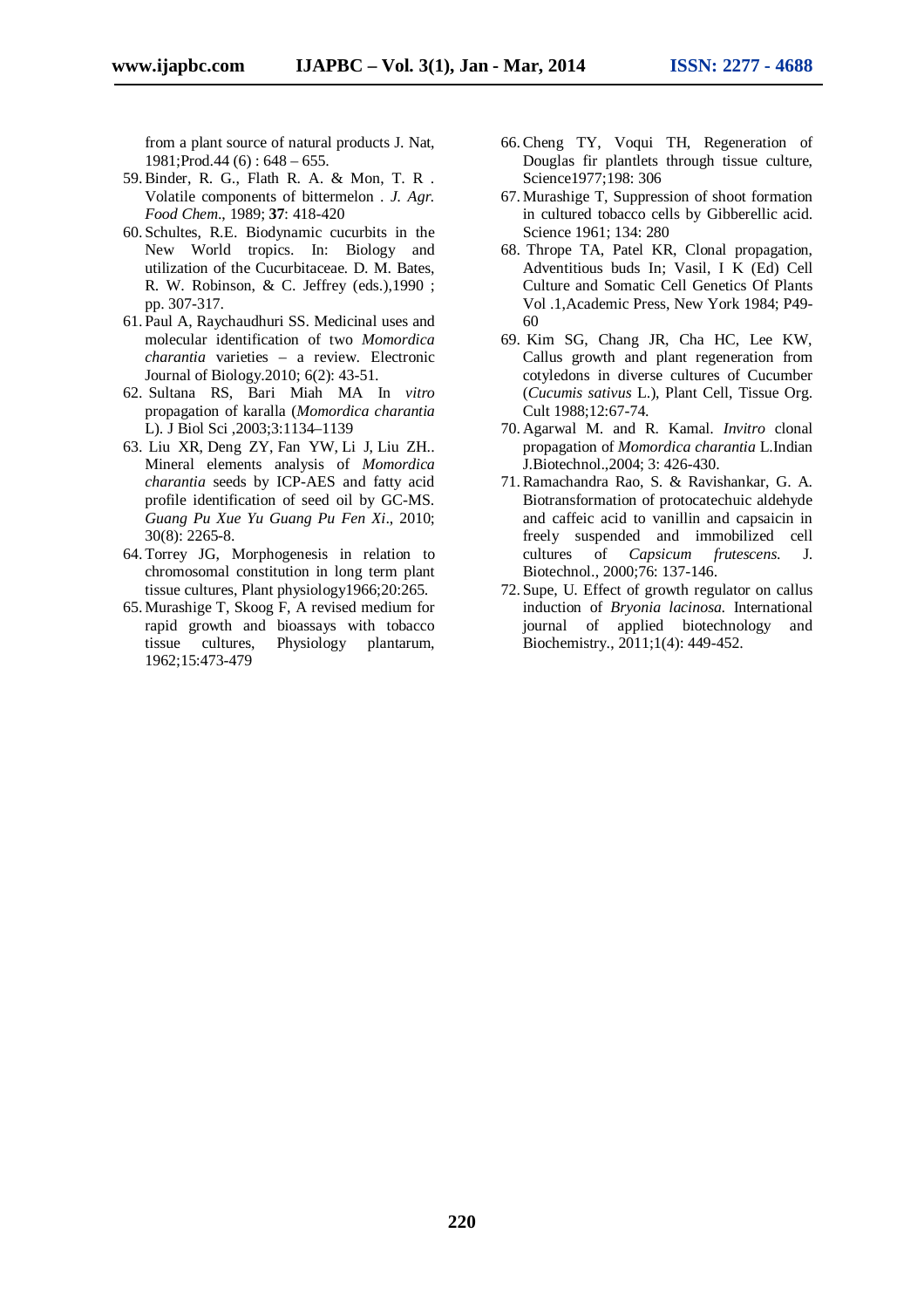from a plant source of natural products J. Nat, 1981;Prod.44 (6) : 648 – 655.

59. Binder, R. G., Flath R. A. & Mon, T. R . Volatile components of bittermelon . *J. Agr. Food Chem*., 1989; **37**: 418-420
60. Schultes, R.E. Biodynamic cucurbits in the New World tropics. In: Biology and utilization of the Cucurbitaceae. D. M. Bates, R. W. Robinson, & C. Jeffrey (eds.),1990 ; pp. 307-317.
61. Paul A, Raychaudhuri SS. Medicinal uses and molecular identification of two *Momordica charantia* varieties – a review. Electronic Journal of Biology.2010; 6(2): 43-51.
62. Sultana RS, Bari Miah MA In *vitro* propagation of karalla (*Momordica charantia* L). J Biol Sci ,2003;3:1134–1139
63. Liu XR, Deng ZY, Fan YW, Li J, Liu ZH.. Mineral elements analysis of *Momordica charantia* seeds by ICP-AES and fatty acid profile identification of seed oil by GC-MS. *Guang Pu Xue Yu Guang Pu Fen Xi*., 2010; 30(8): 2265-8.
64. Torrey JG, Morphogenesis in relation to chromosomal constitution in long term plant tissue cultures, Plant physiology1966;20:265.
65. Murashige T, Skoog F, A revised medium for rapid growth and bioassays with tobacco tissue cultures, Physiology plantarum, 1962;15:473-479
66. Cheng TY, Voqui TH, Regeneration of Douglas fir plantlets through tissue culture, Science1977;198: 306
67. Murashige T, Suppression of shoot formation in cultured tobacco cells by Gibberellic acid. Science 1961; 134: 280
68. Thrope TA, Patel KR, Clonal propagation, Adventitious buds In; Vasil, I K (Ed) Cell Culture and Somatic Cell Genetics Of Plants Vol .1,Academic Press, New York 1984; P49-60
69. Kim SG, Chang JR, Cha HC, Lee KW, Callus growth and plant regeneration from cotyledons in diverse cultures of Cucumber (*Cucumis sativus* L.), Plant Cell, Tissue Org. Cult 1988;12:67-74.
70. Agarwal M. and R. Kamal. *Invitro* clonal propagation of *Momordica charantia* L.Indian J.Biotechnol.,2004; 3: 426-430.
71. Ramachandra Rao, S. & Ravishankar, G. A. Biotransformation of protocatechuic aldehyde and caffeic acid to vanillin and capsaicin in freely suspended and immobilized cell cultures of *Capsicum frutescens.* J. Biotechnol., 2000;76: 137-146.
72. Supe, U. Effect of growth regulator on callus induction of *Bryonia lacinosa.* International journal of applied biotechnology and Biochemistry., 2011;1(4): 449-452.